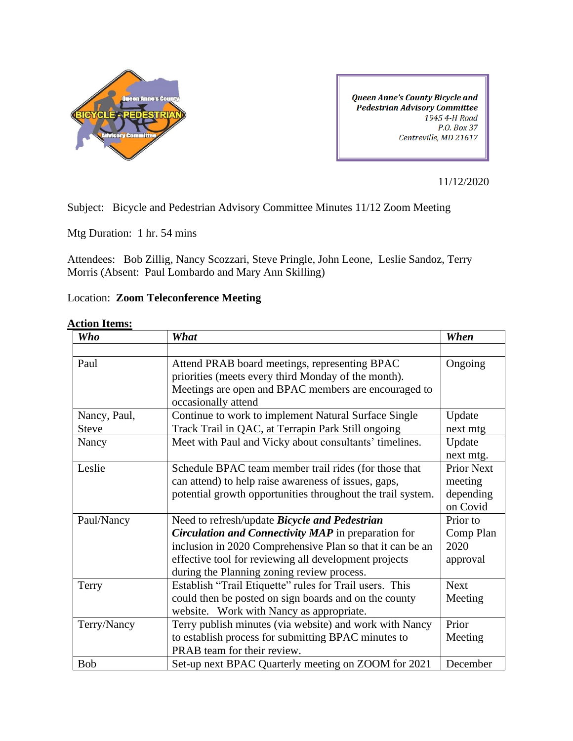**Queen Anne's County Bicycle and Pedestrian Advisory Committee**
*1945 4-H Road*
*P.O. Box 37*
*Centreville, MD 21617*

11/12/2020

Subject: Bicycle and Pedestrian Advisory Committee Minutes 11/12 Zoom Meeting

Mtg Duration: 1 hr. 54 mins

Attendees: Bob Zillig, Nancy Scozzari, Steve Pringle, John Leone, Leslie Sandoz, Terry Morris (Absent: Paul Lombardo and Mary Ann Skilling)

Location: **Zoom Teleconference Meeting**

**Action Items:**

| ***Who*** | ***What*** | ***When*** |
|---|---|---|
| | | |
| Paul | Attend PRAB board meetings, representing BPAC priorities (meets every third Monday of the month). Meetings are open and BPAC members are encouraged to occasionally attend | Ongoing |
| Nancy, Paul, Steve | Continue to work to implement Natural Surface Single Track Trail in QAC, at Terrapin Park Still ongoing | Update next mtg |
| Nancy | Meet with Paul and Vicky about consultants' timelines. | Update next mtg. |
| Leslie | Schedule BPAC team member trail rides (for those that can attend) to help raise awareness of issues, gaps, potential growth opportunities throughout the trail system. | Prior Next meeting depending on Covid |
| Paul/Nancy | Need to refresh/update ***Bicycle and Pedestrian Circulation and Connectivity MAP*** in preparation for inclusion in 2020 Comprehensive Plan so that it can be an effective tool for reviewing all development projects during the Planning zoning review process. | Prior to Comp Plan 2020 approval |
| Terry | Establish "Trail Etiquette" rules for Trail users. This could then be posted on sign boards and on the county website. Work with Nancy as appropriate. | Next Meeting |
| Terry/Nancy | Terry publish minutes (via website) and work with Nancy to establish process for submitting BPAC minutes to PRAB team for their review. | Prior Meeting |
| Bob | Set-up next BPAC Quarterly meeting on ZOOM for 2021 | December |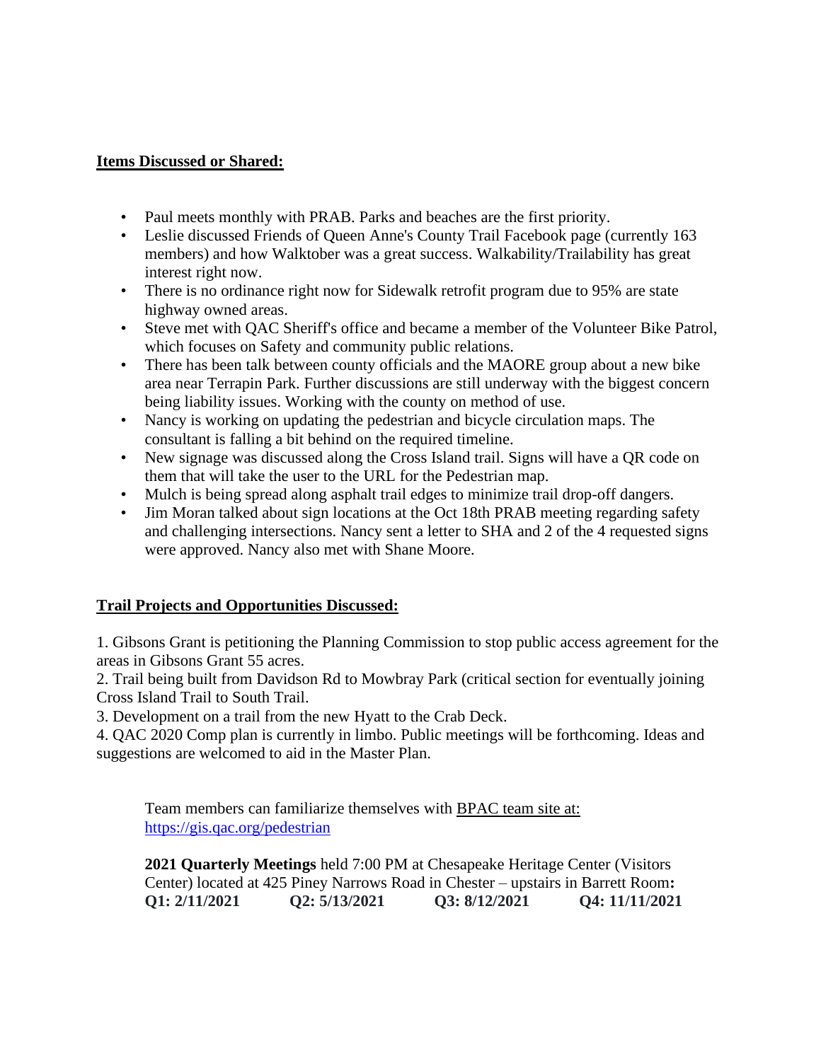**Items Discussed or Shared:**

- Paul meets monthly with PRAB. Parks and beaches are the first priority.
- Leslie discussed Friends of Queen Anne's County Trail Facebook page (currently 163 members) and how Walktober was a great success. Walkability/Trailability has great interest right now.
- There is no ordinance right now for Sidewalk retrofit program due to 95% are state highway owned areas.
- Steve met with QAC Sheriff's office and became a member of the Volunteer Bike Patrol, which focuses on Safety and community public relations.
- There has been talk between county officials and the MAORE group about a new bike area near Terrapin Park. Further discussions are still underway with the biggest concern being liability issues. Working with the county on method of use.
- Nancy is working on updating the pedestrian and bicycle circulation maps. The consultant is falling a bit behind on the required timeline.
- New signage was discussed along the Cross Island trail. Signs will have a QR code on them that will take the user to the URL for the Pedestrian map.
- Mulch is being spread along asphalt trail edges to minimize trail drop-off dangers.
- Jim Moran talked about sign locations at the Oct 18th PRAB meeting regarding safety and challenging intersections. Nancy sent a letter to SHA and 2 of the 4 requested signs were approved. Nancy also met with Shane Moore.

**Trail Projects and Opportunities Discussed:**

1. Gibsons Grant is petitioning the Planning Commission to stop public access agreement for the areas in Gibsons Grant 55 acres.
2. Trail being built from Davidson Rd to Mowbray Park (critical section for eventually joining Cross Island Trail to South Trail.
3. Development on a trail from the new Hyatt to the Crab Deck.
4. QAC 2020 Comp plan is currently in limbo. Public meetings will be forthcoming. Ideas and suggestions are welcomed to aid in the Master Plan.

Team members can familiarize themselves with BPAC team site at: https://gis.qac.org/pedestrian

**2021 Quarterly Meetings** held 7:00 PM at Chesapeake Heritage Center (Visitors Center) located at 425 Piney Narrows Road in Chester – upstairs in Barrett Room**:**
**Q1: 2/11/2021 Q2: 5/13/2021 Q3: 8/12/2021 Q4: 11/11/2021**